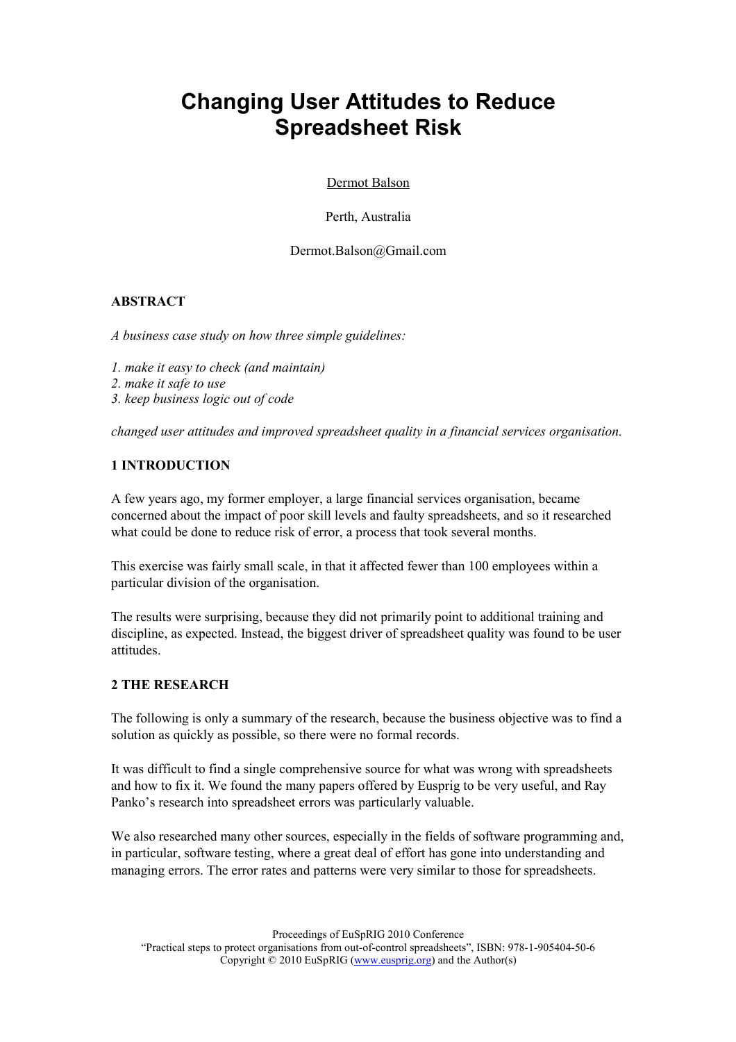# Changing User Attitudes to Reduce Spreadsheet Risk

Dermot Balson

Perth, Australia

Dermot.Balson@Gmail.com

## ABSTRACT

*A business case study on how three simple guidelines:*

*1. make it easy to check (and maintain)*
*2. make it safe to use*
*3. keep business logic out of code*

*changed user attitudes and improved spreadsheet quality in a financial services organisation.*

## 1 INTRODUCTION

A few years ago, my former employer, a large financial services organisation, became concerned about the impact of poor skill levels and faulty spreadsheets, and so it researched what could be done to reduce risk of error, a process that took several months.

This exercise was fairly small scale, in that it affected fewer than 100 employees within a particular division of the organisation.

The results were surprising, because they did not primarily point to additional training and discipline, as expected. Instead, the biggest driver of spreadsheet quality was found to be user attitudes.

## 2 THE RESEARCH

The following is only a summary of the research, because the business objective was to find a solution as quickly as possible, so there were no formal records.

It was difficult to find a single comprehensive source for what was wrong with spreadsheets and how to fix it. We found the many papers offered by Eusprig to be very useful, and Ray Panko's research into spreadsheet errors was particularly valuable.

We also researched many other sources, especially in the fields of software programming and, in particular, software testing, where a great deal of effort has gone into understanding and managing errors. The error rates and patterns were very similar to those for spreadsheets.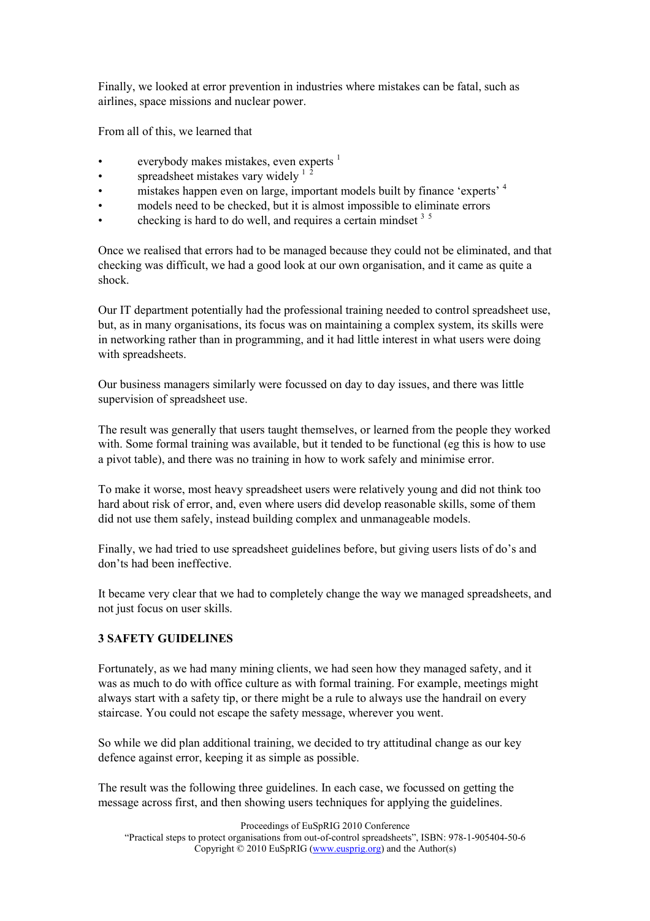Finally, we looked at error prevention in industries where mistakes can be fatal, such as airlines, space missions and nuclear power.

From all of this, we learned that

- everybody makes mistakes, even experts [1]
- spreadsheet mistakes vary widely [1,2]
- mistakes happen even on large, important models built by finance 'experts' [4]
- models need to be checked, but it is almost impossible to eliminate errors
- checking is hard to do well, and requires a certain mindset [3,5]

Once we realised that errors had to be managed because they could not be eliminated, and that checking was difficult, we had a good look at our own organisation, and it came as quite a shock.

Our IT department potentially had the professional training needed to control spreadsheet use, but, as in many organisations, its focus was on maintaining a complex system, its skills were in networking rather than in programming, and it had little interest in what users were doing with spreadsheets.

Our business managers similarly were focussed on day to day issues, and there was little supervision of spreadsheet use.

The result was generally that users taught themselves, or learned from the people they worked with. Some formal training was available, but it tended to be functional (eg this is how to use a pivot table), and there was no training in how to work safely and minimise error.

To make it worse, most heavy spreadsheet users were relatively young and did not think too hard about risk of error, and, even where users did develop reasonable skills, some of them did not use them safely, instead building complex and unmanageable models.

Finally, we had tried to use spreadsheet guidelines before, but giving users lists of do's and don'ts had been ineffective.

It became very clear that we had to completely change the way we managed spreadsheets, and not just focus on user skills.

## 3 SAFETY GUIDELINES

Fortunately, as we had many mining clients, we had seen how they managed safety, and it was as much to do with office culture as with formal training. For example, meetings might always start with a safety tip, or there might be a rule to always use the handrail on every staircase. You could not escape the safety message, wherever you went.

So while we did plan additional training, we decided to try attitudinal change as our key defence against error, keeping it as simple as possible.

The result was the following three guidelines. In each case, we focussed on getting the message across first, and then showing users techniques for applying the guidelines.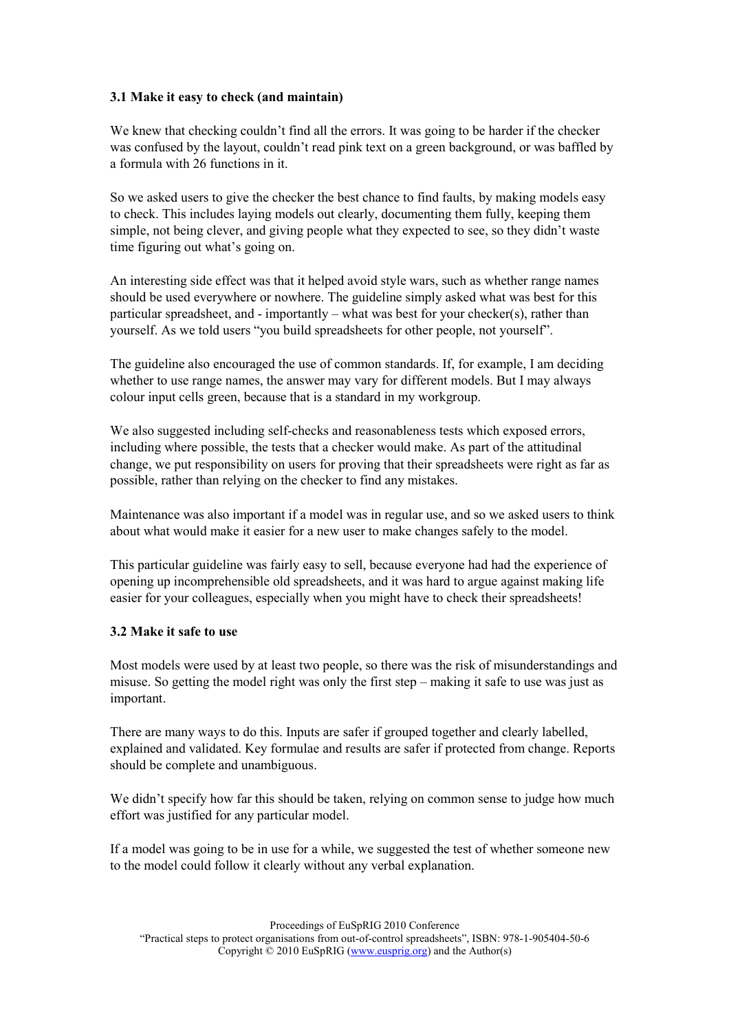### 3.1 Make it easy to check (and maintain)

We knew that checking couldn't find all the errors. It was going to be harder if the checker was confused by the layout, couldn't read pink text on a green background, or was baffled by a formula with 26 functions in it.

So we asked users to give the checker the best chance to find faults, by making models easy to check. This includes laying models out clearly, documenting them fully, keeping them simple, not being clever, and giving people what they expected to see, so they didn't waste time figuring out what's going on.

An interesting side effect was that it helped avoid style wars, such as whether range names should be used everywhere or nowhere. The guideline simply asked what was best for this particular spreadsheet, and - importantly – what was best for your checker(s), rather than yourself. As we told users "you build spreadsheets for other people, not yourself".

The guideline also encouraged the use of common standards. If, for example, I am deciding whether to use range names, the answer may vary for different models. But I may always colour input cells green, because that is a standard in my workgroup.

We also suggested including self-checks and reasonableness tests which exposed errors, including where possible, the tests that a checker would make. As part of the attitudinal change, we put responsibility on users for proving that their spreadsheets were right as far as possible, rather than relying on the checker to find any mistakes.

Maintenance was also important if a model was in regular use, and so we asked users to think about what would make it easier for a new user to make changes safely to the model.

This particular guideline was fairly easy to sell, because everyone had had the experience of opening up incomprehensible old spreadsheets, and it was hard to argue against making life easier for your colleagues, especially when you might have to check their spreadsheets!

### 3.2 Make it safe to use

Most models were used by at least two people, so there was the risk of misunderstandings and misuse. So getting the model right was only the first step – making it safe to use was just as important.

There are many ways to do this. Inputs are safer if grouped together and clearly labelled, explained and validated. Key formulae and results are safer if protected from change. Reports should be complete and unambiguous.

We didn't specify how far this should be taken, relying on common sense to judge how much effort was justified for any particular model.

If a model was going to be in use for a while, we suggested the test of whether someone new to the model could follow it clearly without any verbal explanation.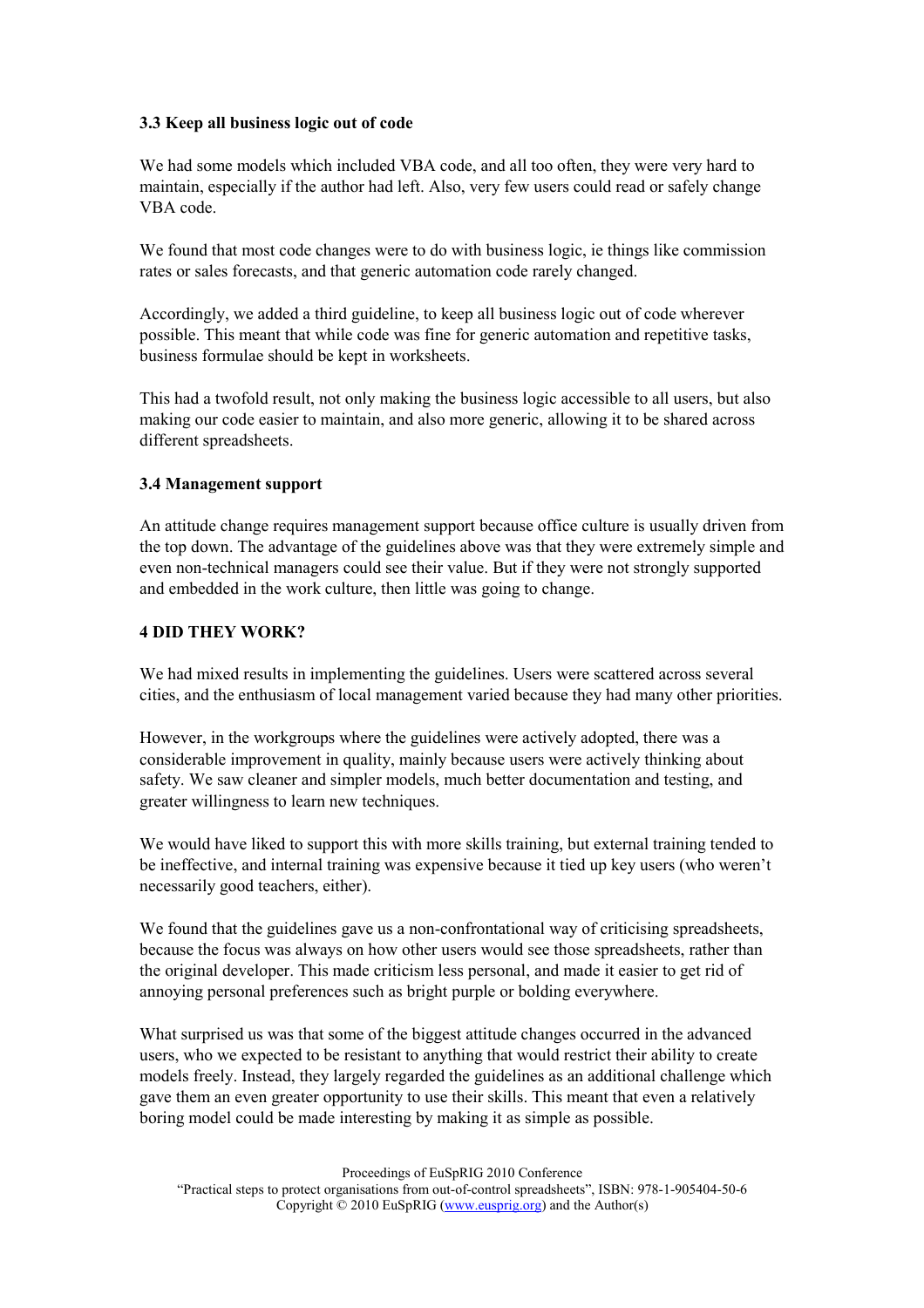### 3.3 Keep all business logic out of code

We had some models which included VBA code, and all too often, they were very hard to maintain, especially if the author had left. Also, very few users could read or safely change VBA code.

We found that most code changes were to do with business logic, ie things like commission rates or sales forecasts, and that generic automation code rarely changed.

Accordingly, we added a third guideline, to keep all business logic out of code wherever possible. This meant that while code was fine for generic automation and repetitive tasks, business formulae should be kept in worksheets.

This had a twofold result, not only making the business logic accessible to all users, but also making our code easier to maintain, and also more generic, allowing it to be shared across different spreadsheets.

### 3.4 Management support

An attitude change requires management support because office culture is usually driven from the top down. The advantage of the guidelines above was that they were extremely simple and even non-technical managers could see their value. But if they were not strongly supported and embedded in the work culture, then little was going to change.

## 4 DID THEY WORK?

We had mixed results in implementing the guidelines. Users were scattered across several cities, and the enthusiasm of local management varied because they had many other priorities.

However, in the workgroups where the guidelines were actively adopted, there was a considerable improvement in quality, mainly because users were actively thinking about safety. We saw cleaner and simpler models, much better documentation and testing, and greater willingness to learn new techniques.

We would have liked to support this with more skills training, but external training tended to be ineffective, and internal training was expensive because it tied up key users (who weren't necessarily good teachers, either).

We found that the guidelines gave us a non-confrontational way of criticising spreadsheets, because the focus was always on how other users would see those spreadsheets, rather than the original developer. This made criticism less personal, and made it easier to get rid of annoying personal preferences such as bright purple or bolding everywhere.

What surprised us was that some of the biggest attitude changes occurred in the advanced users, who we expected to be resistant to anything that would restrict their ability to create models freely. Instead, they largely regarded the guidelines as an additional challenge which gave them an even greater opportunity to use their skills. This meant that even a relatively boring model could be made interesting by making it as simple as possible.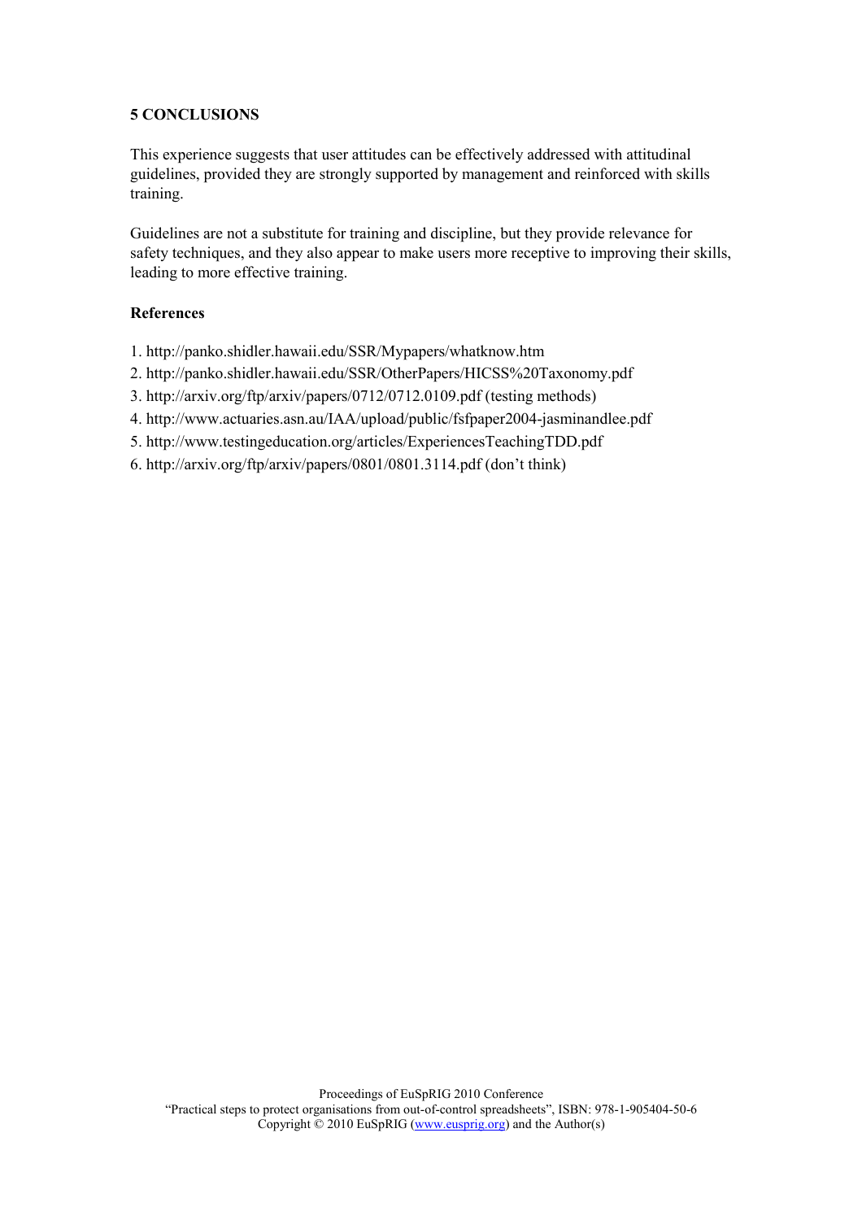## 5 CONCLUSIONS

This experience suggests that user attitudes can be effectively addressed with attitudinal guidelines, provided they are strongly supported by management and reinforced with skills training.

Guidelines are not a substitute for training and discipline, but they provide relevance for safety techniques, and they also appear to make users more receptive to improving their skills, leading to more effective training.

## References

1. http://panko.shidler.hawaii.edu/SSR/Mypapers/whatknow.htm
2. http://panko.shidler.hawaii.edu/SSR/OtherPapers/HICSS%20Taxonomy.pdf
3. http://arxiv.org/ftp/arxiv/papers/0712/0712.0109.pdf (testing methods)
4. http://www.actuaries.asn.au/IAA/upload/public/fsfpaper2004-jasminandlee.pdf
5. http://www.testingeducation.org/articles/ExperiencesTeachingTDD.pdf
6. http://arxiv.org/ftp/arxiv/papers/0801/0801.3114.pdf (don't think)